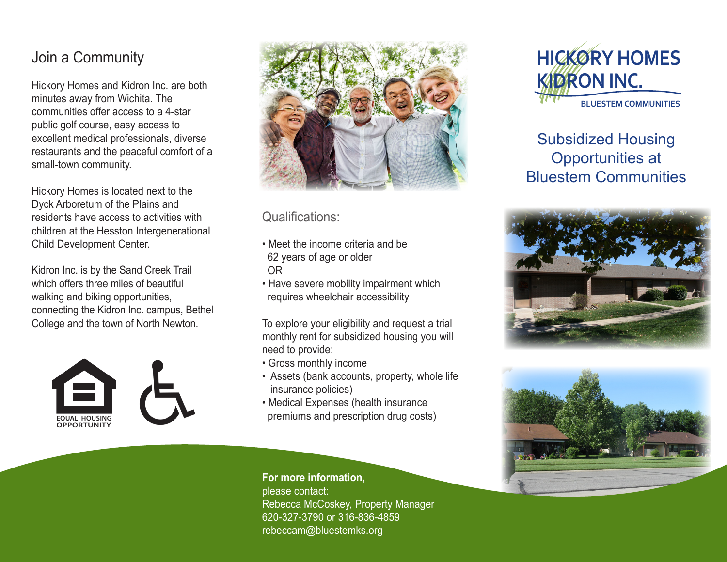## Join a Community

Hickory Homes and Kidron Inc. are both minutes away from Wichita. The communities offer access to a 4-star public golf course, easy access to excellent medical professionals, diverse restaurants and the peaceful comfort of a small-town community.

Hickory Homes is located next to the Dyck Arboretum of the Plains and residents have access to activities with children at the Hesston Intergenerational Child Development Center.

Kidron Inc. is by the Sand Creek Trail which offers three miles of beautiful walking and biking opportunities, connecting the Kidron Inc. campus, Bethel College and the town of North Newton.

EQUAL HOUSING OPPORTUNITY

## Qualifications:

- Meet the income criteria and be 62 years of age or older
  OR
- Have severe mobility impairment which requires wheelchair accessibility

To explore your eligibility and request a trial monthly rent for subsidized housing you will need to provide:

- Gross monthly income
- Assets (bank accounts, property, whole life insurance policies)
- Medical Expenses (health insurance premiums and prescription drug costs)

**For more information,**
please contact:
Rebecca McCoskey, Property Manager
620-327-3790 or 316-836-4859
rebeccam@bluestemks.org

# HICKORY HOMES KIDRON INC.

BLUESTEM COMMUNITIES

## Subsidized Housing Opportunities at Bluestem Communities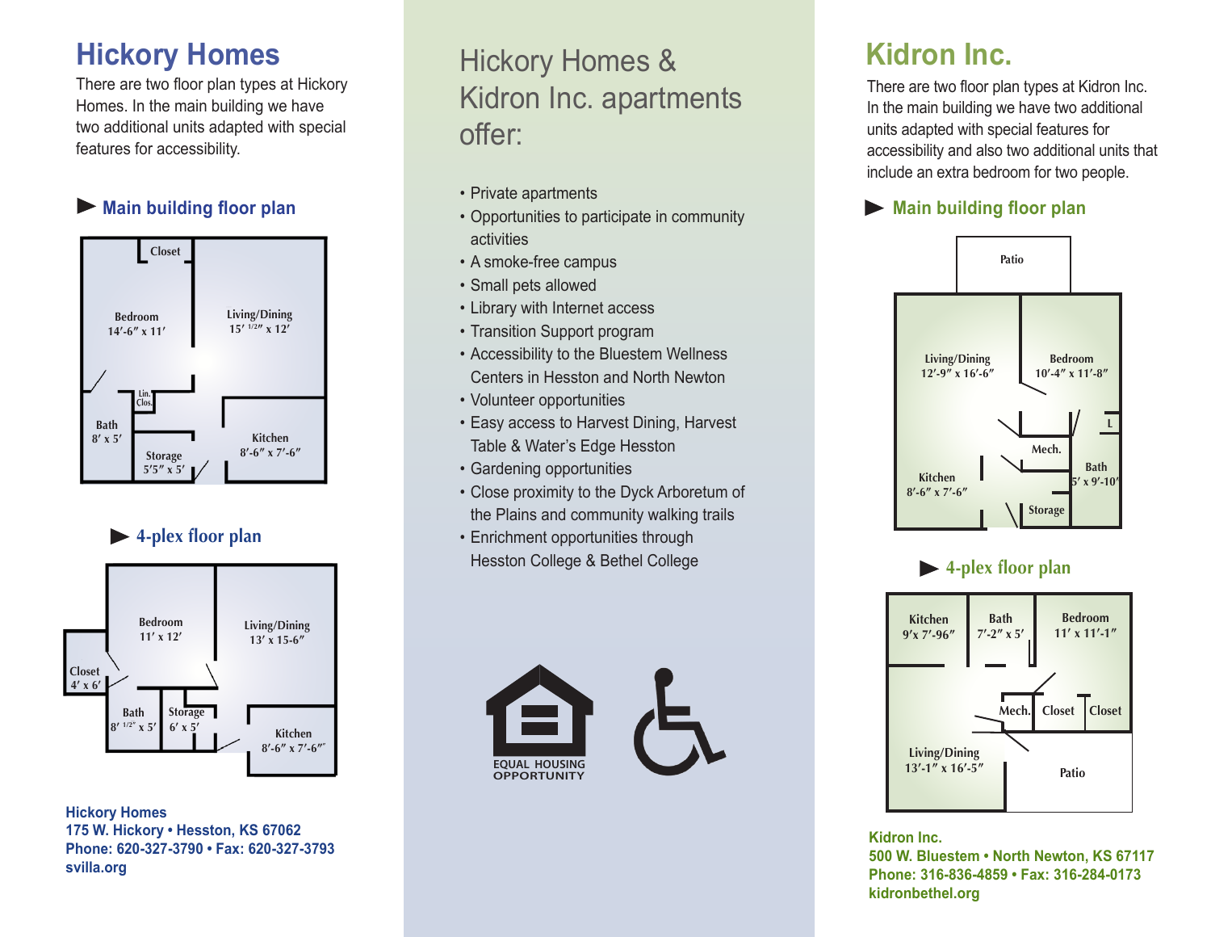## Hickory Homes

There are two floor plan types at Hickory Homes. In the main building we have two additional units adapted with special features for accessibility.

### ▶ Main building floor plan

Closet

Bedroom
14′-6″ x 11′

Living/Dining
15′ 1/2″ x 12′

Lin. Clos.

Bath
8′ x 5′

Storage
5′5″ x 5′

Kitchen
8′-6″ x 7′-6″

### ▶ 4-plex floor plan

Bedroom
11′ x 12′

Living/Dining
13′ x 15-6″

Closet
4′ x 6′

Bath
8′ 1/2″ x 5′

Storage
6′ x 5′

Kitchen
8′-6″ x 7′-6″

**Hickory Homes**
**175 W. Hickory • Hesston, KS 67062**
**Phone: 620-327-3790 • Fax: 620-327-3793**
**svilla.org**

## Hickory Homes & Kidron Inc. apartments offer:

- Private apartments
- Opportunities to participate in community activities
- A smoke-free campus
- Small pets allowed
- Library with Internet access
- Transition Support program
- Accessibility to the Bluestem Wellness Centers in Hesston and North Newton
- Volunteer opportunities
- Easy access to Harvest Dining, Harvest Table & Water's Edge Hesston
- Gardening opportunities
- Close proximity to the Dyck Arboretum of the Plains and community walking trails
- Enrichment opportunities through Hesston College & Bethel College

EQUAL HOUSING OPPORTUNITY

## Kidron Inc.

There are two floor plan types at Kidron Inc. In the main building we have two additional units adapted with special features for accessibility and also two additional units that include an extra bedroom for two people.

### ▶ Main building floor plan

Patio

Living/Dining
12′-9″ x 16′-6″

Bedroom
10′-4″ x 11′-8″

L

Mech.

Kitchen
8′-6″ x 7′-6″

Bath
5′ x 9′-10′

Storage

### ▶ 4-plex floor plan

Kitchen
9′x 7′-96″

Bath
7′-2″ x 5′

Bedroom
11′ x 11′-1″

Mech.

Closet

Closet

Living/Dining
13′-1″ x 16′-5″

Patio

**Kidron Inc.**
**500 W. Bluestem • North Newton, KS 67117**
**Phone: 316-836-4859 • Fax: 316-284-0173**
**kidronbethel.org**